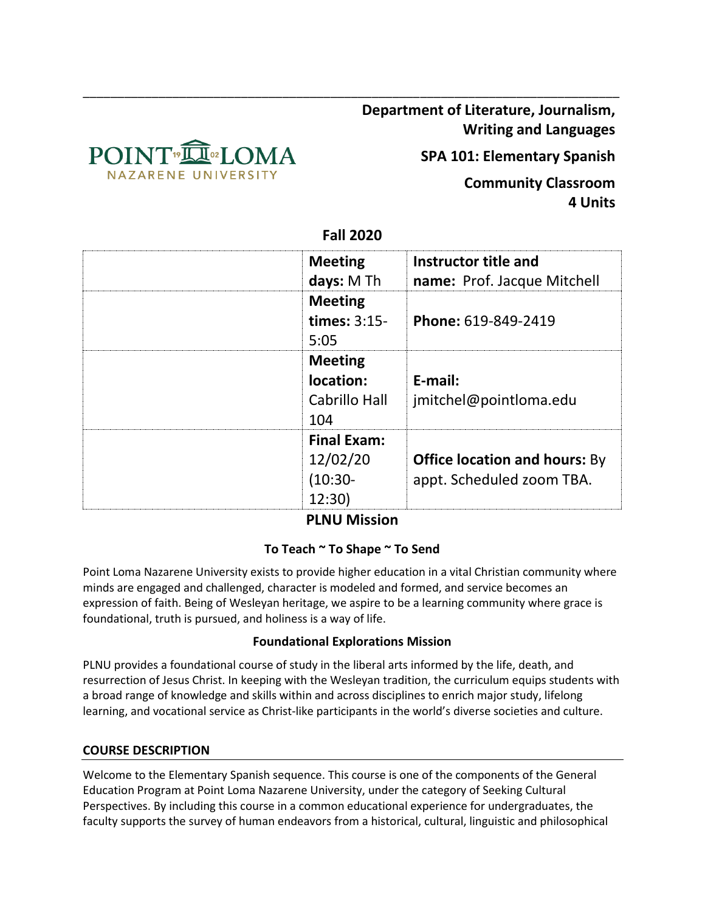**Department of Literature, Journalism, Writing and Languages**

**SPA 101: Elementary Spanish**

**Community Classroom**
**4 Units**

**Fall 2020**

| | | |
|---|---|---|
| | **Meeting days:** M Th | **Instructor title and name:** Prof. Jacque Mitchell |
| | **Meeting times:** 3:15-5:05 | **Phone:** 619-849-2419 |
| | **Meeting location:** Cabrillo Hall 104 | **E-mail:** jmitchel@pointloma.edu |
| | **Final Exam:** 12/02/20 (10:30-12:30) | **Office location and hours:** By appt. Scheduled zoom TBA. |

## PLNU Mission

### To Teach ~ To Shape ~ To Send

Point Loma Nazarene University exists to provide higher education in a vital Christian community where minds are engaged and challenged, character is modeled and formed, and service becomes an expression of faith. Being of Wesleyan heritage, we aspire to be a learning community where grace is foundational, truth is pursued, and holiness is a way of life.

### Foundational Explorations Mission

PLNU provides a foundational course of study in the liberal arts informed by the life, death, and resurrection of Jesus Christ. In keeping with the Wesleyan tradition, the curriculum equips students with a broad range of knowledge and skills within and across disciplines to enrich major study, lifelong learning, and vocational service as Christ-like participants in the world's diverse societies and culture.

## COURSE DESCRIPTION

Welcome to the Elementary Spanish sequence. This course is one of the components of the General Education Program at Point Loma Nazarene University, under the category of Seeking Cultural Perspectives. By including this course in a common educational experience for undergraduates, the faculty supports the survey of human endeavors from a historical, cultural, linguistic and philosophical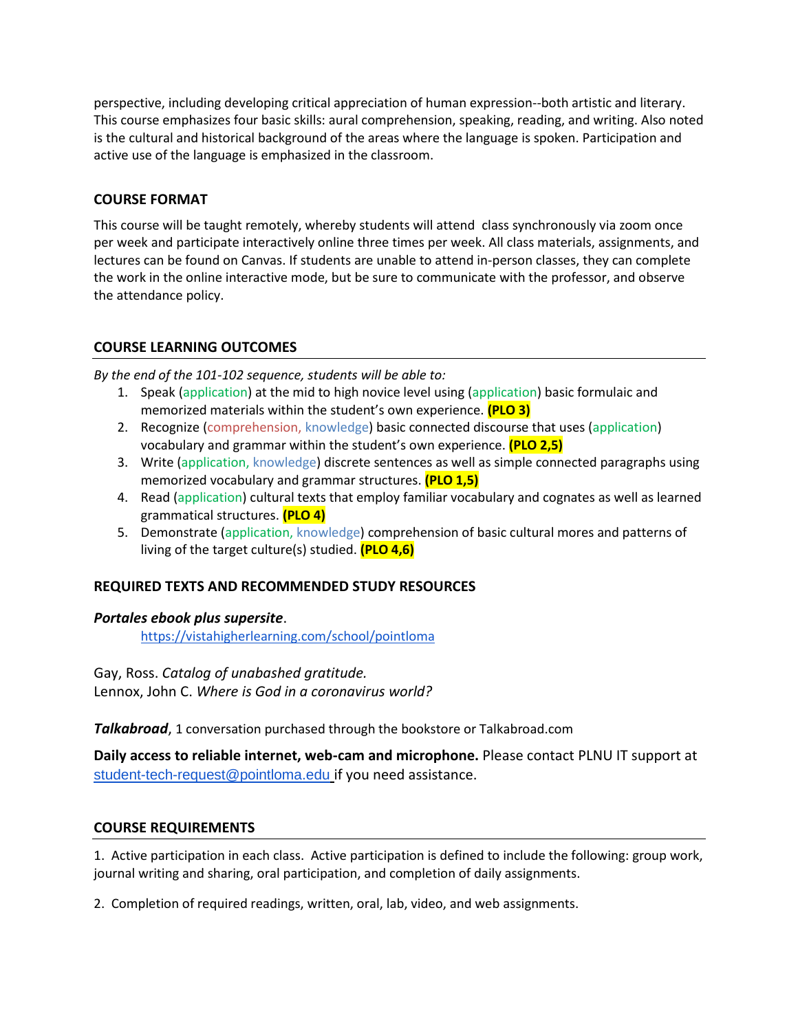perspective, including developing critical appreciation of human expression--both artistic and literary. This course emphasizes four basic skills: aural comprehension, speaking, reading, and writing. Also noted is the cultural and historical background of the areas where the language is spoken. Participation and active use of the language is emphasized in the classroom.

## COURSE FORMAT

This course will be taught remotely, whereby students will attend class synchronously via zoom once per week and participate interactively online three times per week. All class materials, assignments, and lectures can be found on Canvas. If students are unable to attend in-person classes, they can complete the work in the online interactive mode, but be sure to communicate with the professor, and observe the attendance policy.

## COURSE LEARNING OUTCOMES

*By the end of the 101-102 sequence, students will be able to:*

1. Speak (application) at the mid to high novice level using (application) basic formulaic and memorized materials within the student's own experience. **(PLO 3)**
2. Recognize (comprehension, knowledge) basic connected discourse that uses (application) vocabulary and grammar within the student's own experience. **(PLO 2,5)**
3. Write (application, knowledge) discrete sentences as well as simple connected paragraphs using memorized vocabulary and grammar structures. **(PLO 1,5)**
4. Read (application) cultural texts that employ familiar vocabulary and cognates as well as learned grammatical structures. **(PLO 4)**
5. Demonstrate (application, knowledge) comprehension of basic cultural mores and patterns of living of the target culture(s) studied. **(PLO 4,6)**

## REQUIRED TEXTS AND RECOMMENDED STUDY RESOURCES

***Portales ebook plus supersite***.

https://vistahigherlearning.com/school/pointloma

Gay, Ross. *Catalog of unabashed gratitude.*
Lennox, John C. *Where is God in a coronavirus world?*

***Talkabroad***, 1 conversation purchased through the bookstore or Talkabroad.com

**Daily access to reliable internet, web-cam and microphone.** Please contact PLNU IT support at student-tech-request@pointloma.edu if you need assistance.

## COURSE REQUIREMENTS

1. Active participation in each class. Active participation is defined to include the following: group work, journal writing and sharing, oral participation, and completion of daily assignments.

2. Completion of required readings, written, oral, lab, video, and web assignments.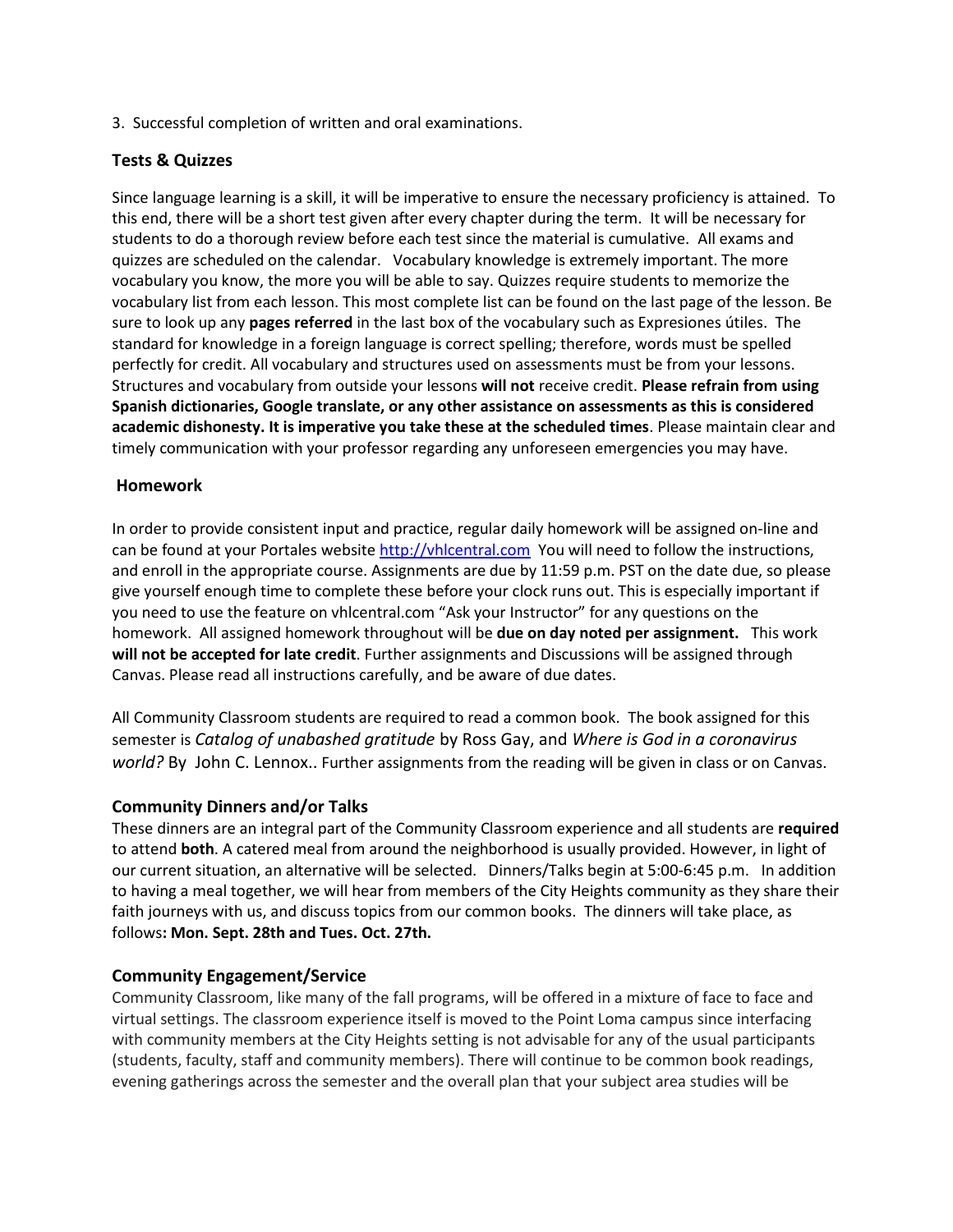3. Successful completion of written and oral examinations.

### Tests & Quizzes

Since language learning is a skill, it will be imperative to ensure the necessary proficiency is attained. To this end, there will be a short test given after every chapter during the term. It will be necessary for students to do a thorough review before each test since the material is cumulative. All exams and quizzes are scheduled on the calendar. Vocabulary knowledge is extremely important. The more vocabulary you know, the more you will be able to say. Quizzes require students to memorize the vocabulary list from each lesson. This most complete list can be found on the last page of the lesson. Be sure to look up any **pages referred** in the last box of the vocabulary such as Expresiones útiles. The standard for knowledge in a foreign language is correct spelling; therefore, words must be spelled perfectly for credit. All vocabulary and structures used on assessments must be from your lessons. Structures and vocabulary from outside your lessons **will not** receive credit. **Please refrain from using Spanish dictionaries, Google translate, or any other assistance on assessments as this is considered academic dishonesty. It is imperative you take these at the scheduled times**. Please maintain clear and timely communication with your professor regarding any unforeseen emergencies you may have.

### Homework

In order to provide consistent input and practice, regular daily homework will be assigned on-line and can be found at your Portales website [http://vhlcentral.com](http://vhlcentral.com) You will need to follow the instructions, and enroll in the appropriate course. Assignments are due by 11:59 p.m. PST on the date due, so please give yourself enough time to complete these before your clock runs out. This is especially important if you need to use the feature on vhlcentral.com "Ask your Instructor" for any questions on the homework. All assigned homework throughout will be **due on day noted per assignment.** This work **will not be accepted for late credit**. Further assignments and Discussions will be assigned through Canvas. Please read all instructions carefully, and be aware of due dates.

All Community Classroom students are required to read a common book. The book assigned for this semester is *Catalog of unabashed gratitude* by Ross Gay, and *Where is God in a coronavirus world?* By John C. Lennox.. Further assignments from the reading will be given in class or on Canvas.

### Community Dinners and/or Talks

These dinners are an integral part of the Community Classroom experience and all students are **required** to attend **both**. A catered meal from around the neighborhood is usually provided. However, in light of our current situation, an alternative will be selected. Dinners/Talks begin at 5:00-6:45 p.m. In addition to having a meal together, we will hear from members of the City Heights community as they share their faith journeys with us, and discuss topics from our common books. The dinners will take place, as follows**: Mon. Sept. 28th and Tues. Oct. 27th.**

### Community Engagement/Service

Community Classroom, like many of the fall programs, will be offered in a mixture of face to face and virtual settings. The classroom experience itself is moved to the Point Loma campus since interfacing with community members at the City Heights setting is not advisable for any of the usual participants (students, faculty, staff and community members). There will continue to be common book readings, evening gatherings across the semester and the overall plan that your subject area studies will be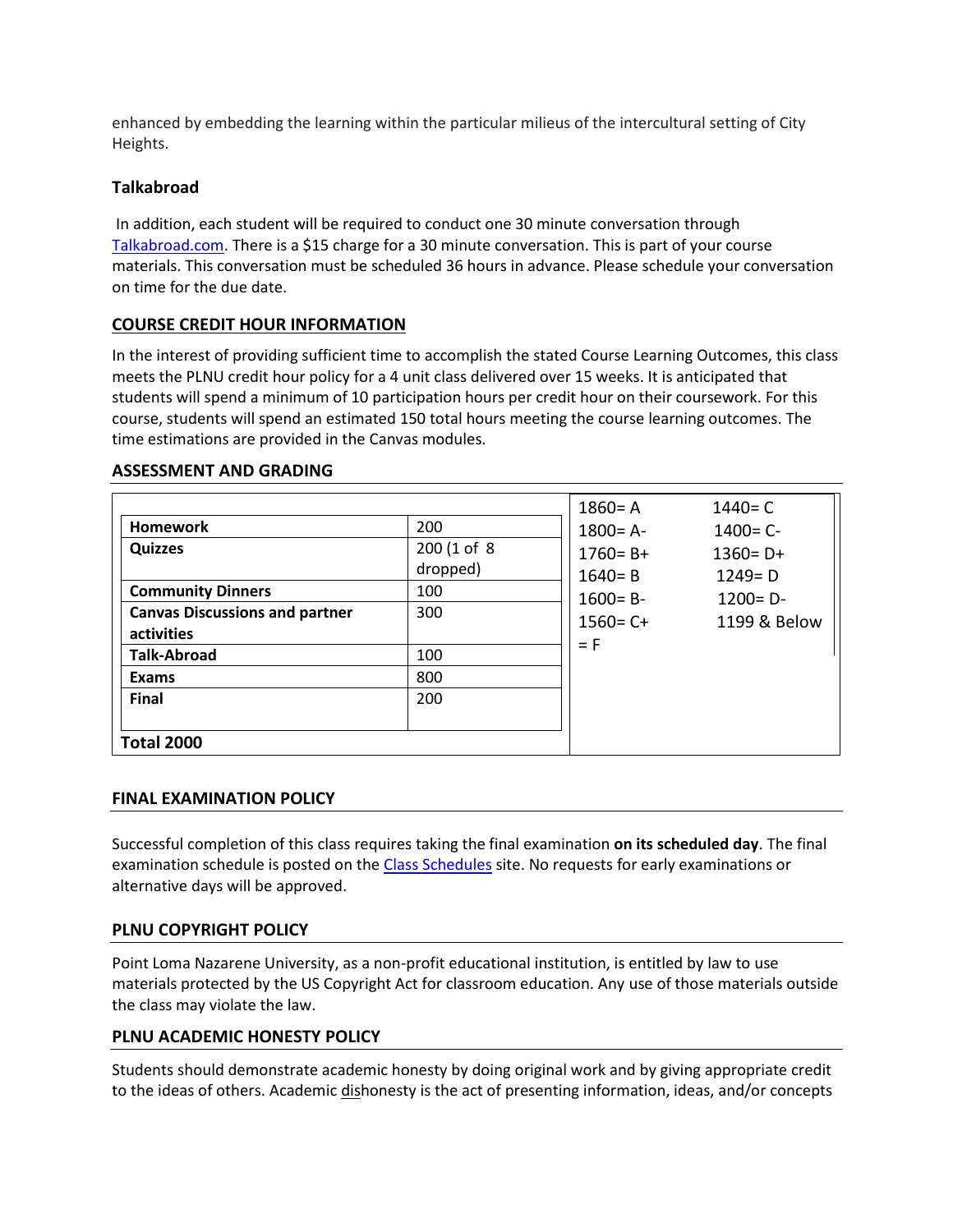enhanced by embedding the learning within the particular milieus of the intercultural setting of City Heights.

### Talkabroad

In addition, each student will be required to conduct one 30 minute conversation through Talkabroad.com. There is a $15 charge for a 30 minute conversation. This is part of your course materials. This conversation must be scheduled 36 hours in advance. Please schedule your conversation on time for the due date.

## COURSE CREDIT HOUR INFORMATION

In the interest of providing sufficient time to accomplish the stated Course Learning Outcomes, this class meets the PLNU credit hour policy for a 4 unit class delivered over 15 weeks. It is anticipated that students will spend a minimum of 10 participation hours per credit hour on their coursework. For this course, students will spend an estimated 150 total hours meeting the course learning outcomes. The time estimations are provided in the Canvas modules.

## ASSESSMENT AND GRADING

| Component | Points |
|---|---|
| **Homework** | 200 |
| **Quizzes** | 200 (1 of 8 dropped) |
| **Community Dinners** | 100 |
| **Canvas Discussions and partner activities** | 300 |
| **Talk-Abroad** | 100 |
| **Exams** | 800 |
| **Final** | 200 |
| **Total 2000** | |

| | |
|---|---|
| 1860= A | 1440= C |
| 1800= A- | 1400= C- |
| 1760= B+ | 1360= D+ |
| 1640= B | 1249= D |
| 1600= B- | 1200= D- |
| 1560= C+ | 1199 & Below = F |

## FINAL EXAMINATION POLICY

Successful completion of this class requires taking the final examination **on its scheduled day**. The final examination schedule is posted on the Class Schedules site. No requests for early examinations or alternative days will be approved.

## PLNU COPYRIGHT POLICY

Point Loma Nazarene University, as a non-profit educational institution, is entitled by law to use materials protected by the US Copyright Act for classroom education. Any use of those materials outside the class may violate the law.

## PLNU ACADEMIC HONESTY POLICY

Students should demonstrate academic honesty by doing original work and by giving appropriate credit to the ideas of others. Academic dishonesty is the act of presenting information, ideas, and/or concepts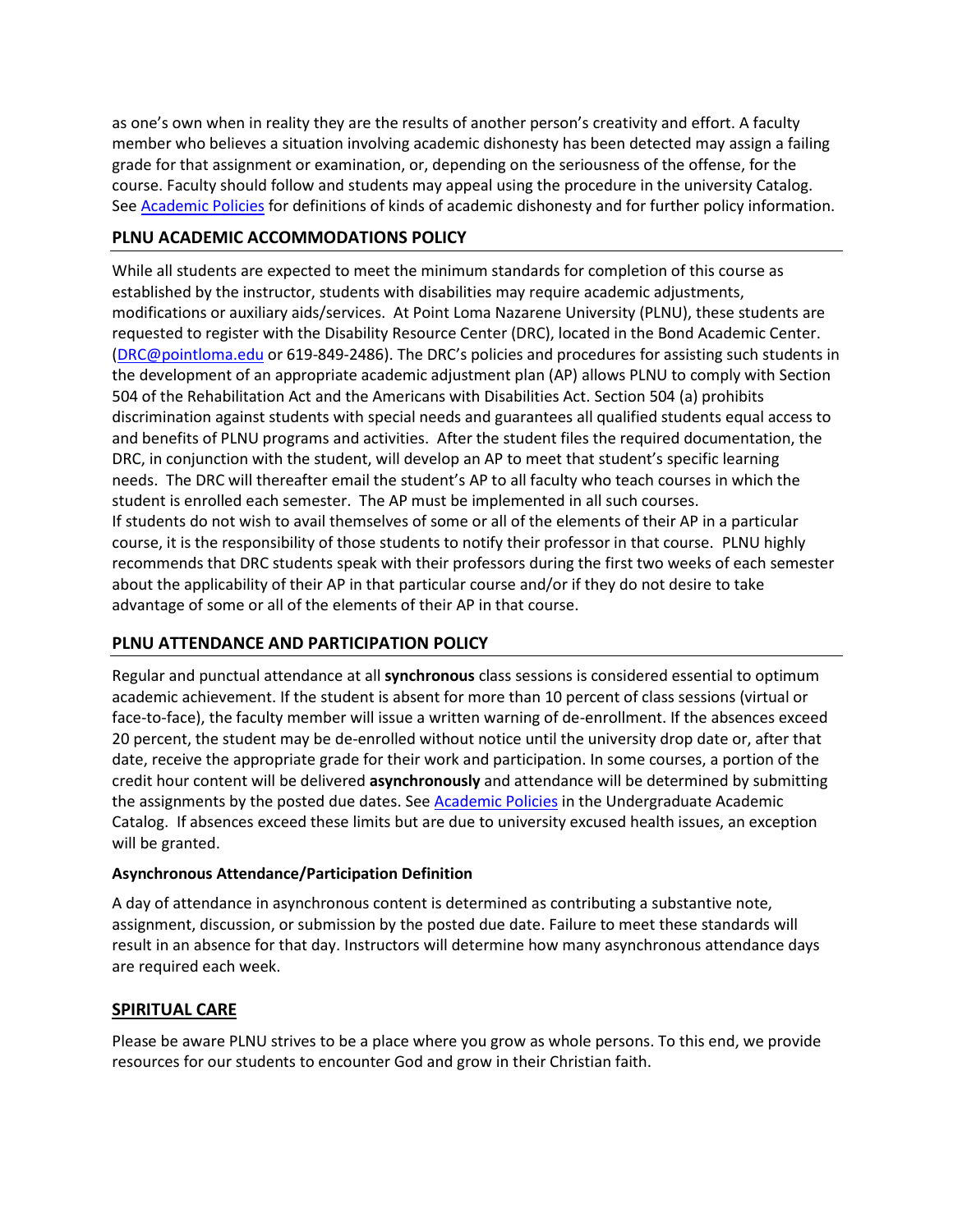as one's own when in reality they are the results of another person's creativity and effort. A faculty member who believes a situation involving academic dishonesty has been detected may assign a failing grade for that assignment or examination, or, depending on the seriousness of the offense, for the course. Faculty should follow and students may appeal using the procedure in the university Catalog. See [Academic Policies](#) for definitions of kinds of academic dishonesty and for further policy information.

## PLNU ACADEMIC ACCOMMODATIONS POLICY

While all students are expected to meet the minimum standards for completion of this course as established by the instructor, students with disabilities may require academic adjustments, modifications or auxiliary aids/services. At Point Loma Nazarene University (PLNU), these students are requested to register with the Disability Resource Center (DRC), located in the Bond Academic Center. ([DRC@pointloma.edu](mailto:DRC@pointloma.edu) or 619-849-2486). The DRC's policies and procedures for assisting such students in the development of an appropriate academic adjustment plan (AP) allows PLNU to comply with Section 504 of the Rehabilitation Act and the Americans with Disabilities Act. Section 504 (a) prohibits discrimination against students with special needs and guarantees all qualified students equal access to and benefits of PLNU programs and activities. After the student files the required documentation, the DRC, in conjunction with the student, will develop an AP to meet that student's specific learning needs. The DRC will thereafter email the student's AP to all faculty who teach courses in which the student is enrolled each semester. The AP must be implemented in all such courses.
If students do not wish to avail themselves of some or all of the elements of their AP in a particular course, it is the responsibility of those students to notify their professor in that course. PLNU highly recommends that DRC students speak with their professors during the first two weeks of each semester about the applicability of their AP in that particular course and/or if they do not desire to take advantage of some or all of the elements of their AP in that course.

## PLNU ATTENDANCE AND PARTICIPATION POLICY

Regular and punctual attendance at all **synchronous** class sessions is considered essential to optimum academic achievement. If the student is absent for more than 10 percent of class sessions (virtual or face-to-face), the faculty member will issue a written warning of de-enrollment. If the absences exceed 20 percent, the student may be de-enrolled without notice until the university drop date or, after that date, receive the appropriate grade for their work and participation. In some courses, a portion of the credit hour content will be delivered **asynchronously** and attendance will be determined by submitting the assignments by the posted due dates. See [Academic Policies](#) in the Undergraduate Academic Catalog. If absences exceed these limits but are due to university excused health issues, an exception will be granted.

### Asynchronous Attendance/Participation Definition

A day of attendance in asynchronous content is determined as contributing a substantive note, assignment, discussion, or submission by the posted due date. Failure to meet these standards will result in an absence for that day. Instructors will determine how many asynchronous attendance days are required each week.

## SPIRITUAL CARE

Please be aware PLNU strives to be a place where you grow as whole persons. To this end, we provide resources for our students to encounter God and grow in their Christian faith.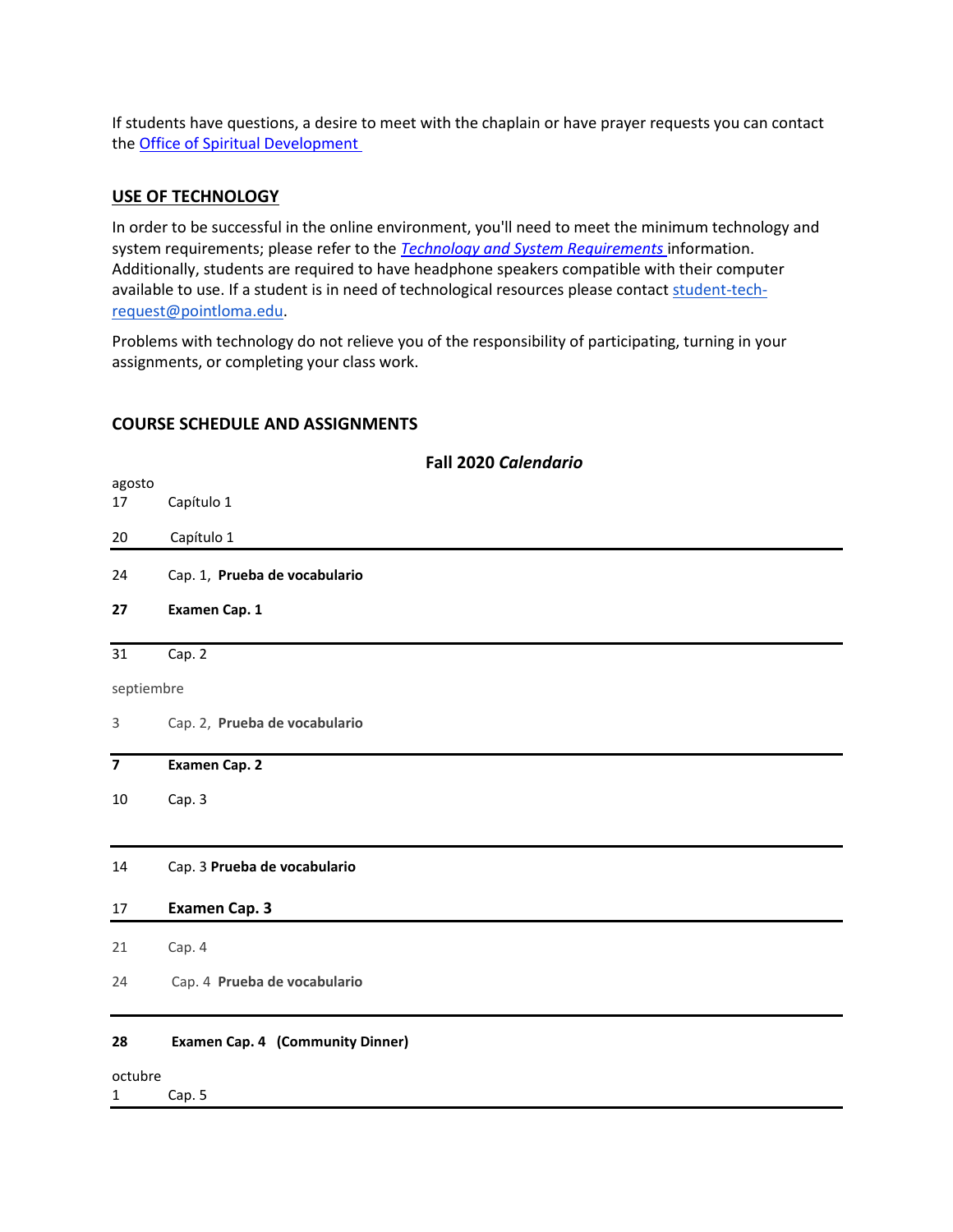If students have questions, a desire to meet with the chaplain or have prayer requests you can contact the Office of Spiritual Development

## USE OF TECHNOLOGY

In order to be successful in the online environment, you'll need to meet the minimum technology and system requirements; please refer to the *Technology and System Requirements* information. Additionally, students are required to have headphone speakers compatible with their computer available to use. If a student is in need of technological resources please contact student-tech-request@pointloma.edu.

Problems with technology do not relieve you of the responsibility of participating, turning in your assignments, or completing your class work.

## COURSE SCHEDULE AND ASSIGNMENTS

### Fall 2020 *Calendario*

agosto

17 Capítulo 1

20 Capítulo 1

---

24 Cap. 1, **Prueba de vocabulario**

**27 Examen Cap. 1**

---

31 Cap. 2

septiembre

3 Cap. 2, **Prueba de vocabulario**

---

**7 Examen Cap. 2**

10 Cap. 3

---

14 Cap. 3 **Prueba de vocabulario**

17 **Examen Cap. 3**

---

21 Cap. 4

24 Cap. 4 **Prueba de vocabulario**

---

**28 Examen Cap. 4 (Community Dinner)**

octubre

1 Cap. 5

---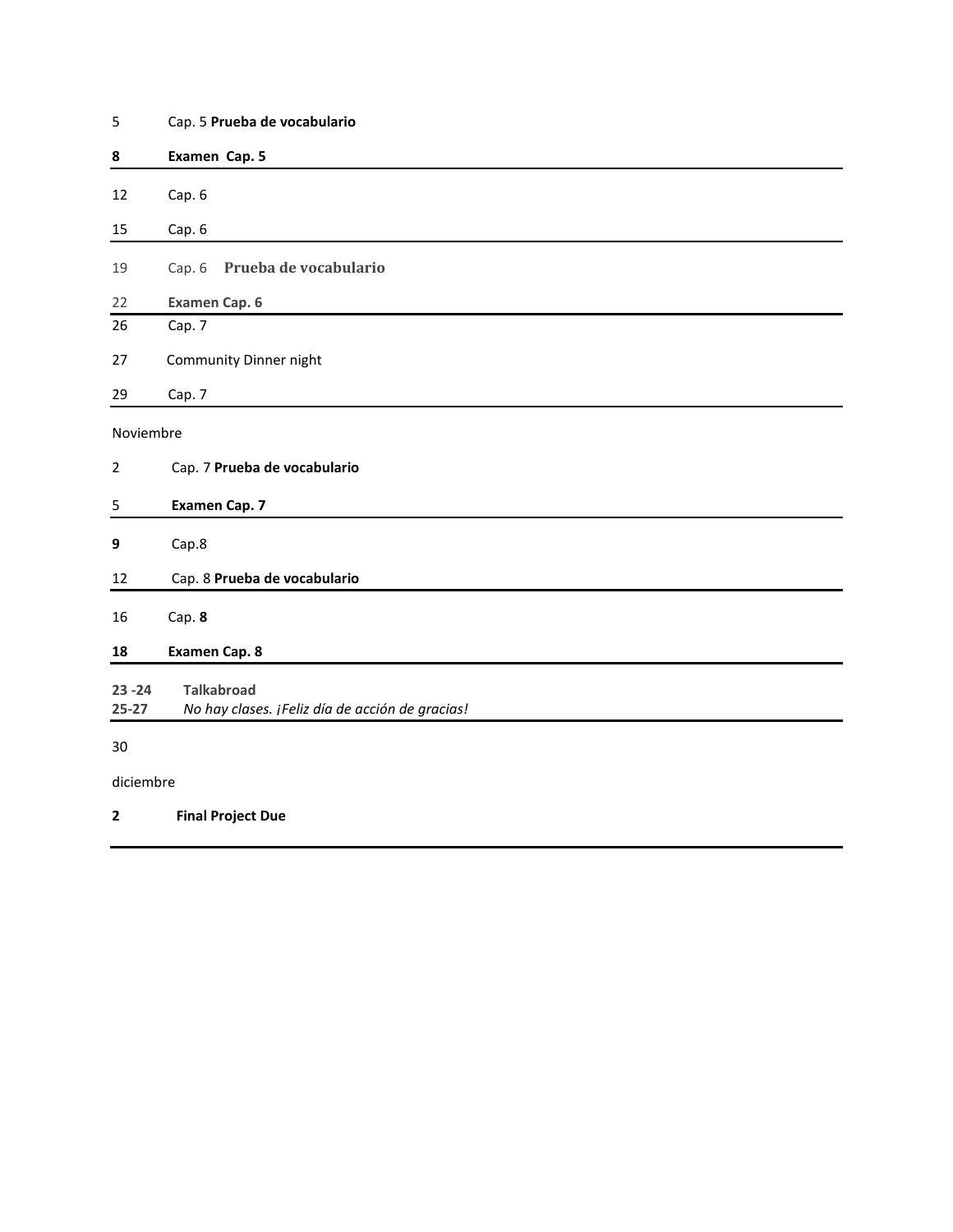5 Cap. 5 **Prueba de vocabulario**

**8 Examen Cap. 5**

---

12 Cap. 6

15 Cap. 6

---

19 Cap. 6 **Prueba de vocabulario**

22 **Examen Cap. 6**

---

26 Cap. 7

27 Community Dinner night

29 Cap. 7

---

Noviembre

2 Cap. 7 **Prueba de vocabulario**

5 **Examen Cap. 7**

---

**9** Cap.8

12 Cap. 8 **Prueba de vocabulario**

---

16 Cap. **8**

**18 Examen Cap. 8**

---

**23 -24 Talkabroad**

**25-27** *No hay clases. ¡Feliz día de acción de gracias!*

---

30

diciembre

**2 Final Project Due**

---